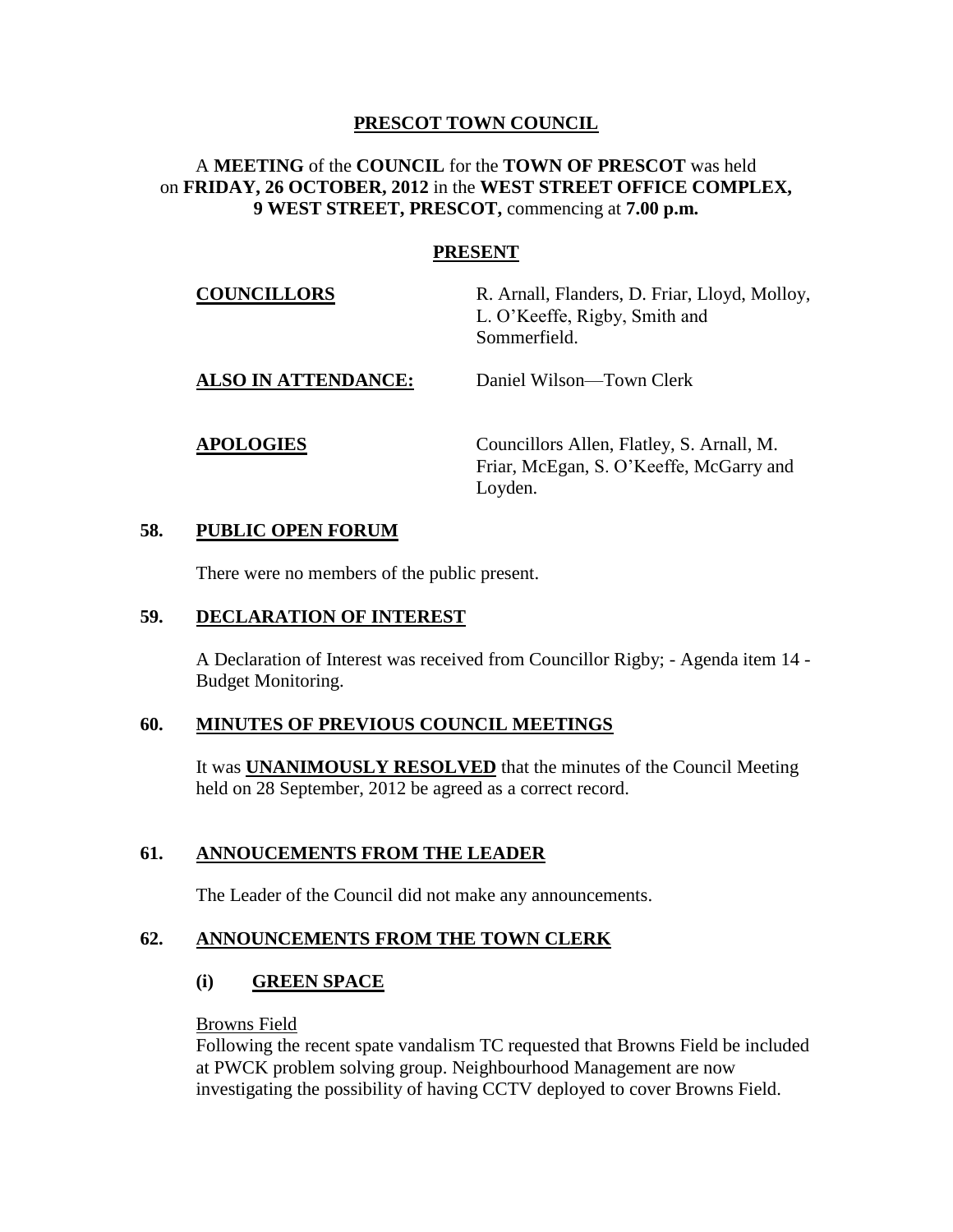# PRESCOT TOWN COUNCIL

A **MEETING** of the **COUNCIL** for the **TOWN OF PRESCOT** was held on **FRIDAY, 26 OCTOBER, 2012** in the **WEST STREET OFFICE COMPLEX, 9 WEST STREET, PRESCOT,** commencing at **7.00 p.m.**

## PRESENT

| | |
|---|---|
| **COUNCILLORS** | R. Arnall, Flanders, D. Friar, Lloyd, Molloy, L. O'Keeffe, Rigby, Smith and Sommerfield. |
| **ALSO IN ATTENDANCE:** | Daniel Wilson—Town Clerk |
| **APOLOGIES** | Councillors Allen, Flatley, S. Arnall, M. Friar, McEgan, S. O'Keeffe, McGarry and Loyden. |

## 58. PUBLIC OPEN FORUM

There were no members of the public present.

## 59. DECLARATION OF INTEREST

A Declaration of Interest was received from Councillor Rigby; - Agenda item 14 - Budget Monitoring.

## 60. MINUTES OF PREVIOUS COUNCIL MEETINGS

It was **UNANIMOUSLY RESOLVED** that the minutes of the Council Meeting held on 28 September, 2012 be agreed as a correct record.

## 61. ANNOUCEMENTS FROM THE LEADER

The Leader of the Council did not make any announcements.

## 62. ANNOUNCEMENTS FROM THE TOWN CLERK

### (i) GREEN SPACE

Browns Field

Following the recent spate vandalism TC requested that Browns Field be included at PWCK problem solving group. Neighbourhood Management are now investigating the possibility of having CCTV deployed to cover Browns Field.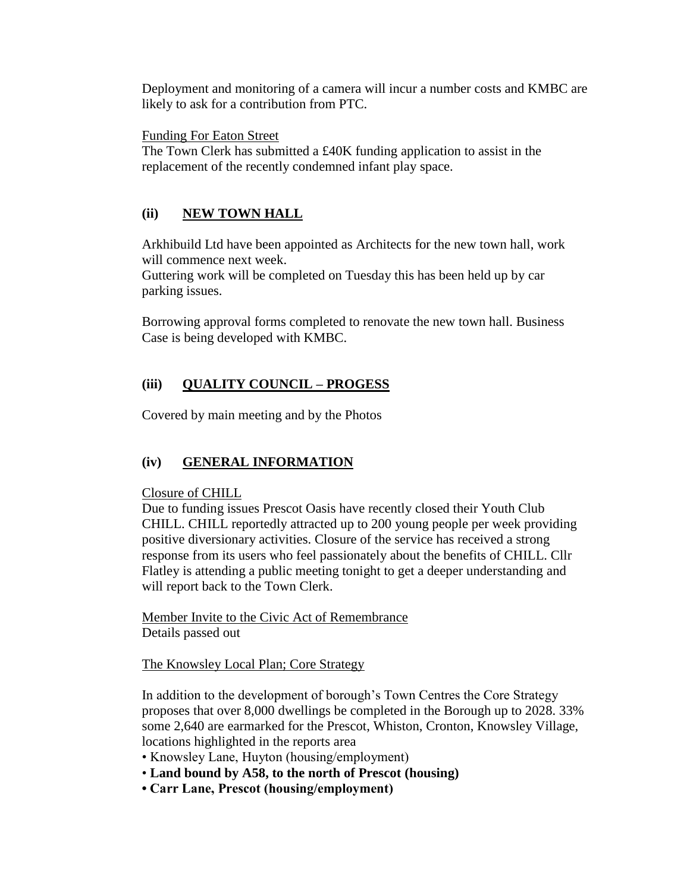Deployment and monitoring of a camera will incur a number costs and KMBC are likely to ask for a contribution from PTC.

Funding For Eaton Street

The Town Clerk has submitted a £40K funding application to assist in the replacement of the recently condemned infant play space.

## (ii) NEW TOWN HALL

Arkhibuild Ltd have been appointed as Architects for the new town hall, work will commence next week.
Guttering work will be completed on Tuesday this has been held up by car parking issues.

Borrowing approval forms completed to renovate the new town hall. Business Case is being developed with KMBC.

## (iii) QUALITY COUNCIL – PROGESS

Covered by main meeting and by the Photos

## (iv) GENERAL INFORMATION

Closure of CHILL

Due to funding issues Prescot Oasis have recently closed their Youth Club CHILL. CHILL reportedly attracted up to 200 young people per week providing positive diversionary activities. Closure of the service has received a strong response from its users who feel passionately about the benefits of CHILL. Cllr Flatley is attending a public meeting tonight to get a deeper understanding and will report back to the Town Clerk.

Member Invite to the Civic Act of Remembrance

Details passed out

The Knowsley Local Plan; Core Strategy

In addition to the development of borough's Town Centres the Core Strategy proposes that over 8,000 dwellings be completed in the Borough up to 2028. 33% some 2,640 are earmarked for the Prescot, Whiston, Cronton, Knowsley Village, locations highlighted in the reports area

- Knowsley Lane, Huyton (housing/employment)
- **Land bound by A58, to the north of Prescot (housing)**
- **Carr Lane, Prescot (housing/employment)**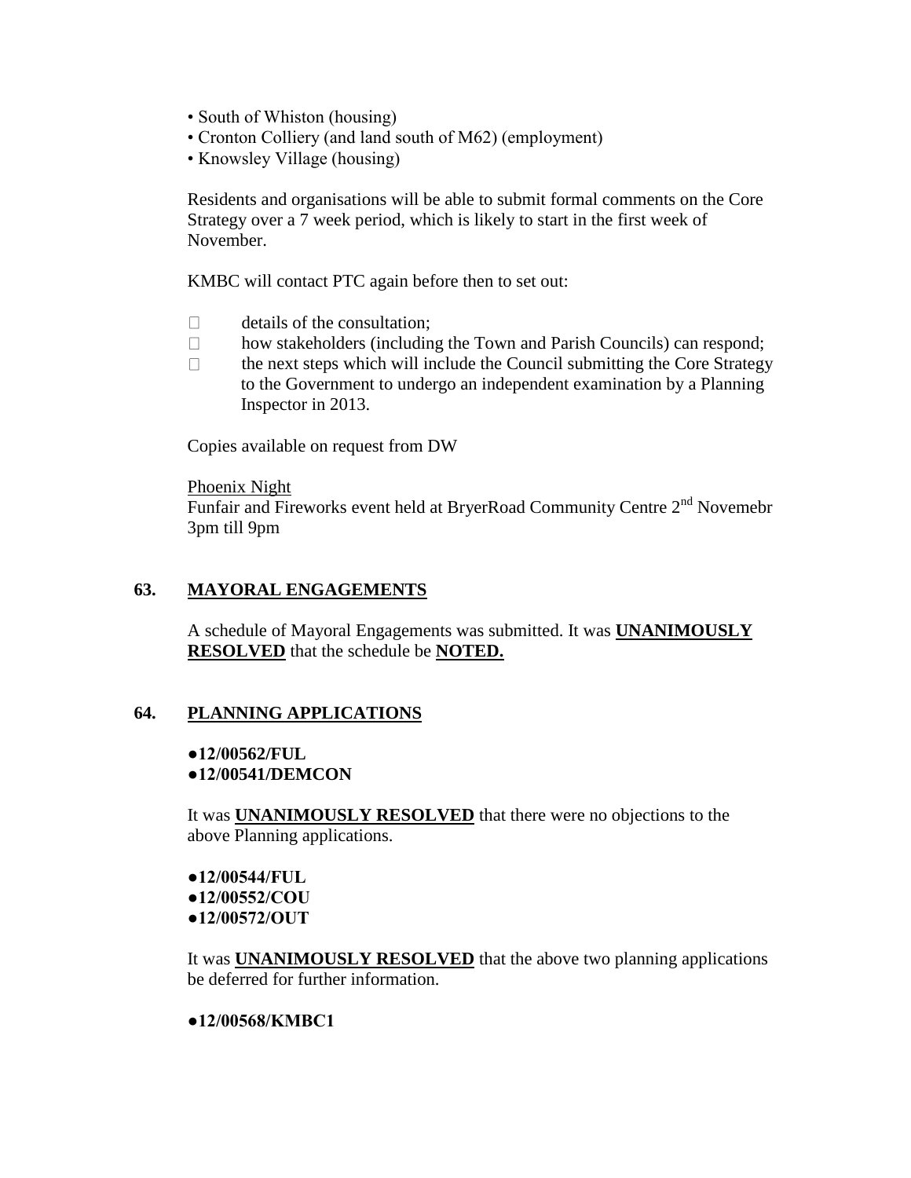- South of Whiston (housing)
- Cronton Colliery (and land south of M62) (employment)
- Knowsley Village (housing)

Residents and organisations will be able to submit formal comments on the Core Strategy over a 7 week period, which is likely to start in the first week of November.

KMBC will contact PTC again before then to set out:

- details of the consultation;
- how stakeholders (including the Town and Parish Councils) can respond;
- the next steps which will include the Council submitting the Core Strategy to the Government to undergo an independent examination by a Planning Inspector in 2013.

Copies available on request from DW

Phoenix Night
Funfair and Fireworks event held at BryerRoad Community Centre 2nd Novemebr 3pm till 9pm

## 63. MAYORAL ENGAGEMENTS

A schedule of Mayoral Engagements was submitted. It was **UNANIMOUSLY RESOLVED** that the schedule be **NOTED.**

## 64. PLANNING APPLICATIONS

**●12/00562/FUL**
**●12/00541/DEMCON**

It was **UNANIMOUSLY RESOLVED** that there were no objections to the above Planning applications.

**●12/00544/FUL**
**●12/00552/COU**
**●12/00572/OUT**

It was **UNANIMOUSLY RESOLVED** that the above two planning applications be deferred for further information.

**●12/00568/KMBC1**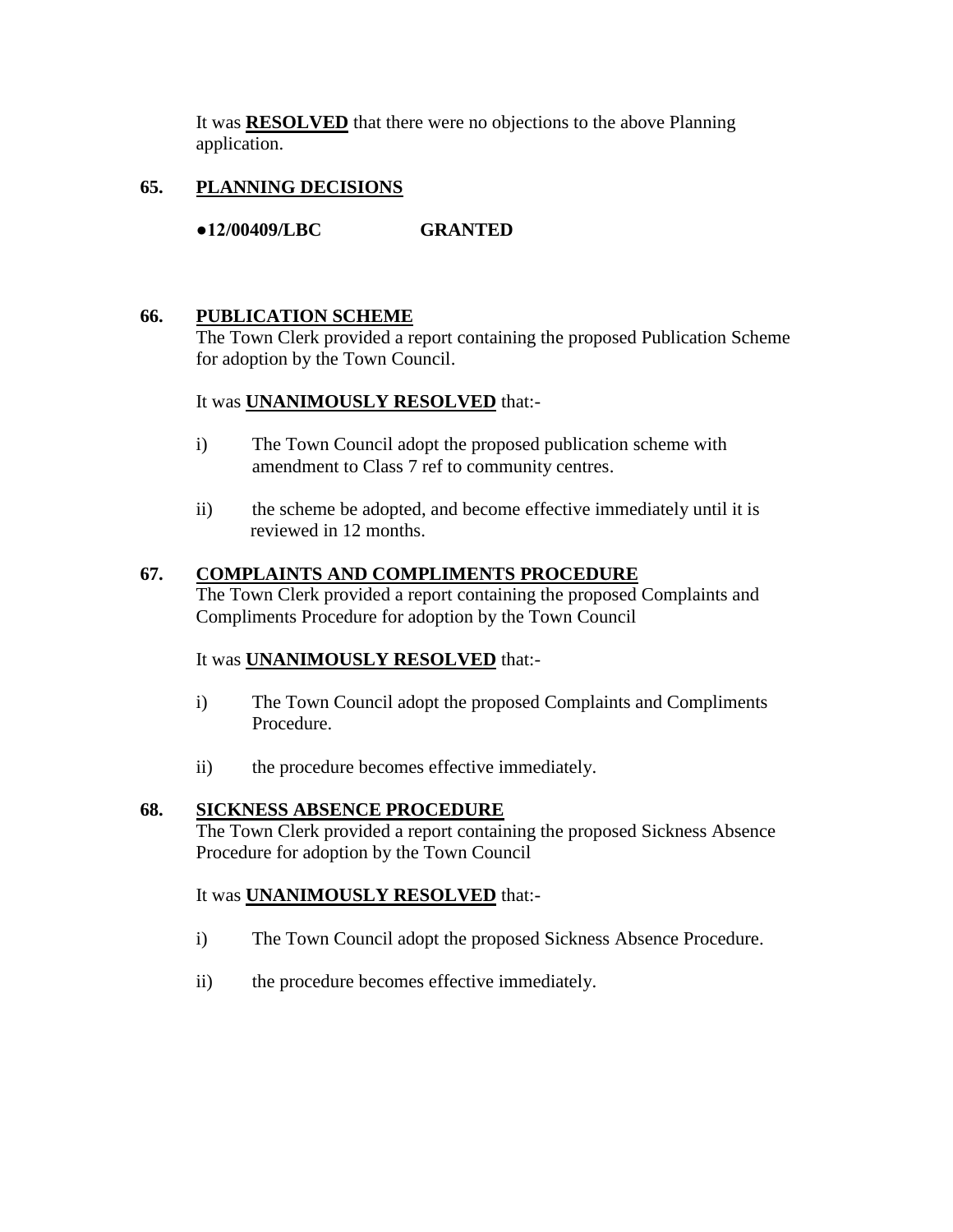It was **RESOLVED** that there were no objections to the above Planning application.

## 65. PLANNING DECISIONS

**●12/00409/LBC GRANTED**

## 66. PUBLICATION SCHEME

The Town Clerk provided a report containing the proposed Publication Scheme for adoption by the Town Council.

It was **UNANIMOUSLY RESOLVED** that:-

i) The Town Council adopt the proposed publication scheme with amendment to Class 7 ref to community centres.

ii) the scheme be adopted, and become effective immediately until it is reviewed in 12 months.

## 67. COMPLAINTS AND COMPLIMENTS PROCEDURE

The Town Clerk provided a report containing the proposed Complaints and Compliments Procedure for adoption by the Town Council

It was **UNANIMOUSLY RESOLVED** that:-

i) The Town Council adopt the proposed Complaints and Compliments Procedure.

ii) the procedure becomes effective immediately.

## 68. SICKNESS ABSENCE PROCEDURE

The Town Clerk provided a report containing the proposed Sickness Absence Procedure for adoption by the Town Council

It was **UNANIMOUSLY RESOLVED** that:-

i) The Town Council adopt the proposed Sickness Absence Procedure.

ii) the procedure becomes effective immediately.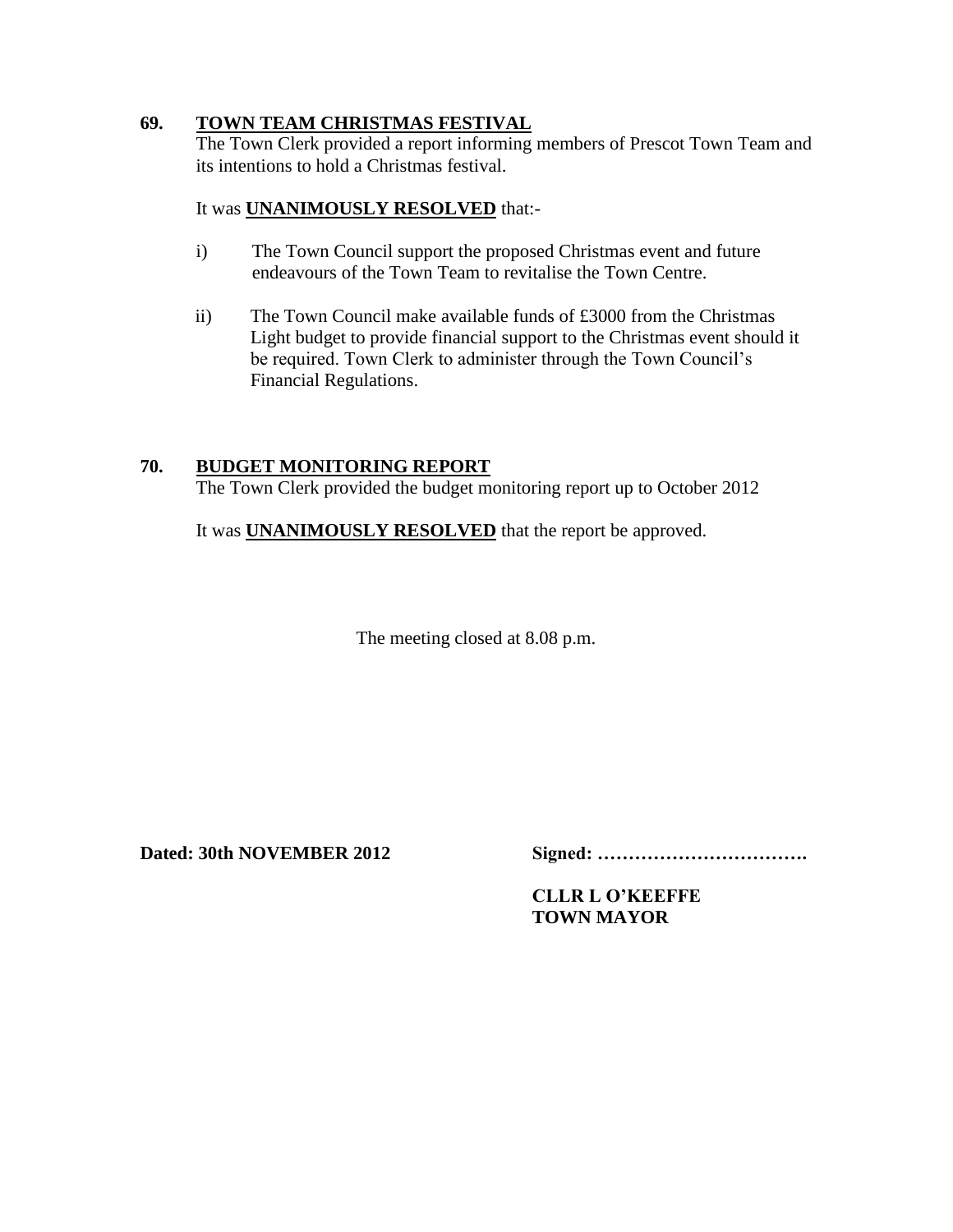**69. <u>TOWN TEAM CHRISTMAS FESTIVAL</u>**

The Town Clerk provided a report informing members of Prescot Town Team and its intentions to hold a Christmas festival.

It was **<u>UNANIMOUSLY RESOLVED</u>** that:-

i) The Town Council support the proposed Christmas event and future endeavours of the Town Team to revitalise the Town Centre.

ii) The Town Council make available funds of £3000 from the Christmas Light budget to provide financial support to the Christmas event should it be required. Town Clerk to administer through the Town Council's Financial Regulations.

**70. <u>BUDGET MONITORING REPORT</u>**

The Town Clerk provided the budget monitoring report up to October 2012

It was **<u>UNANIMOUSLY RESOLVED</u>** that the report be approved.

The meeting closed at 8.08 p.m.

**Dated: 30th NOVEMBER 2012** **Signed: …………………………….**

**CLLR L O'KEEFFE**
**TOWN MAYOR**